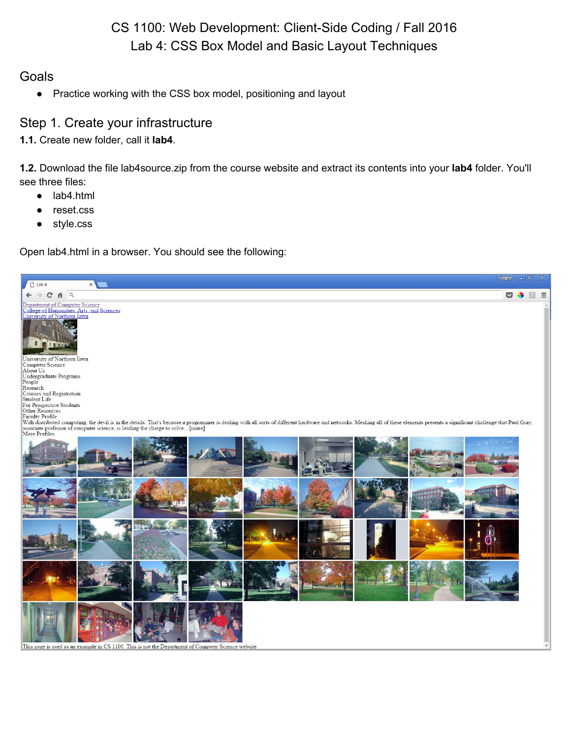# CS 1100: Web Development: Client-Side Coding / Fall 2016
# Lab 4: CSS Box Model and Basic Layout Techniques

## Goals

- Practice working with the CSS box model, positioning and layout

## Step 1. Create your infrastructure

**1.1.** Create new folder, call it **lab4**.

**1.2.** Download the file lab4source.zip from the course website and extract its contents into your **lab4** folder. You'll see three files:

- lab4.html
- reset.css
- style.css

Open lab4.html in a browser. You should see the following: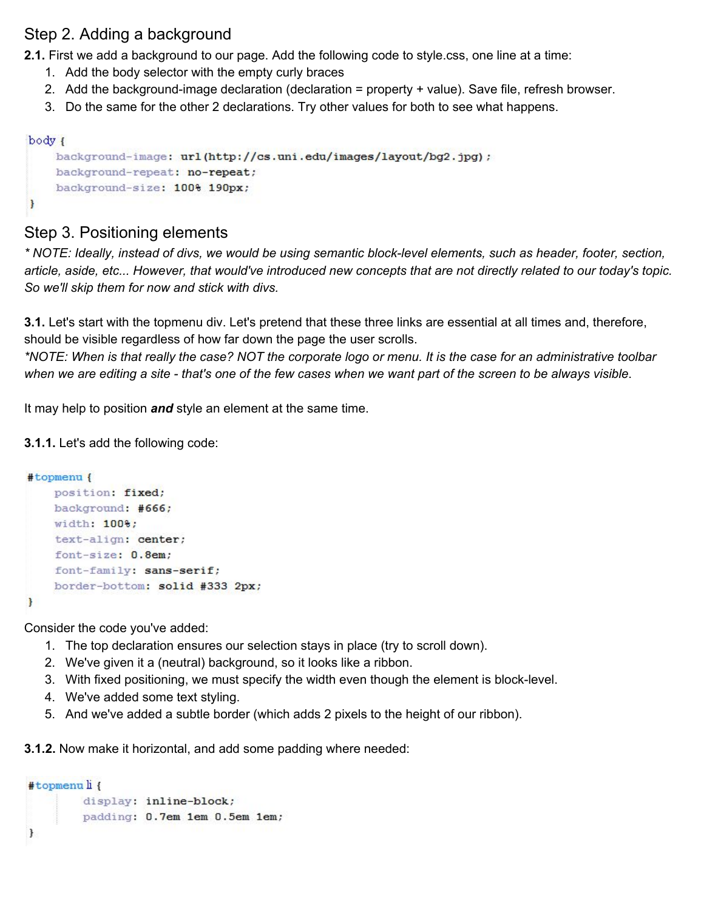## Step 2. Adding a background

**2.1.** First we add a background to our page. Add the following code to style.css, one line at a time:

1. Add the body selector with the empty curly braces
2. Add the background-image declaration (declaration = property + value). Save file, refresh browser.
3. Do the same for the other 2 declarations. Try other values for both to see what happens.

```
body {
    background-image: url(http://cs.uni.edu/images/layout/bg2.jpg);
    background-repeat: no-repeat;
    background-size: 100% 190px;
}
```

## Step 3. Positioning elements

*\* NOTE: Ideally, instead of divs, we would be using semantic block-level elements, such as header, footer, section, article, aside, etc... However, that would've introduced new concepts that are not directly related to our today's topic. So we'll skip them for now and stick with divs.*

**3.1.** Let's start with the topmenu div. Let's pretend that these three links are essential at all times and, therefore, should be visible regardless of how far down the page the user scrolls.
*\*NOTE: When is that really the case? NOT the corporate logo or menu. It is the case for an administrative toolbar when we are editing a site - that's one of the few cases when we want part of the screen to be always visible.*

It may help to position ***and*** style an element at the same time.

**3.1.1.** Let's add the following code:

```
#topmenu {
    position: fixed;
    background: #666;
    width: 100%;
    text-align: center;
    font-size: 0.8em;
    font-family: sans-serif;
    border-bottom: solid #333 2px;
}
```

Consider the code you've added:

1. The top declaration ensures our selection stays in place (try to scroll down).
2. We've given it a (neutral) background, so it looks like a ribbon.
3. With fixed positioning, we must specify the width even though the element is block-level.
4. We've added some text styling.
5. And we've added a subtle border (which adds 2 pixels to the height of our ribbon).

**3.1.2.** Now make it horizontal, and add some padding where needed:

```
#topmenu li {
        display: inline-block;
        padding: 0.7em 1em 0.5em 1em;
}
```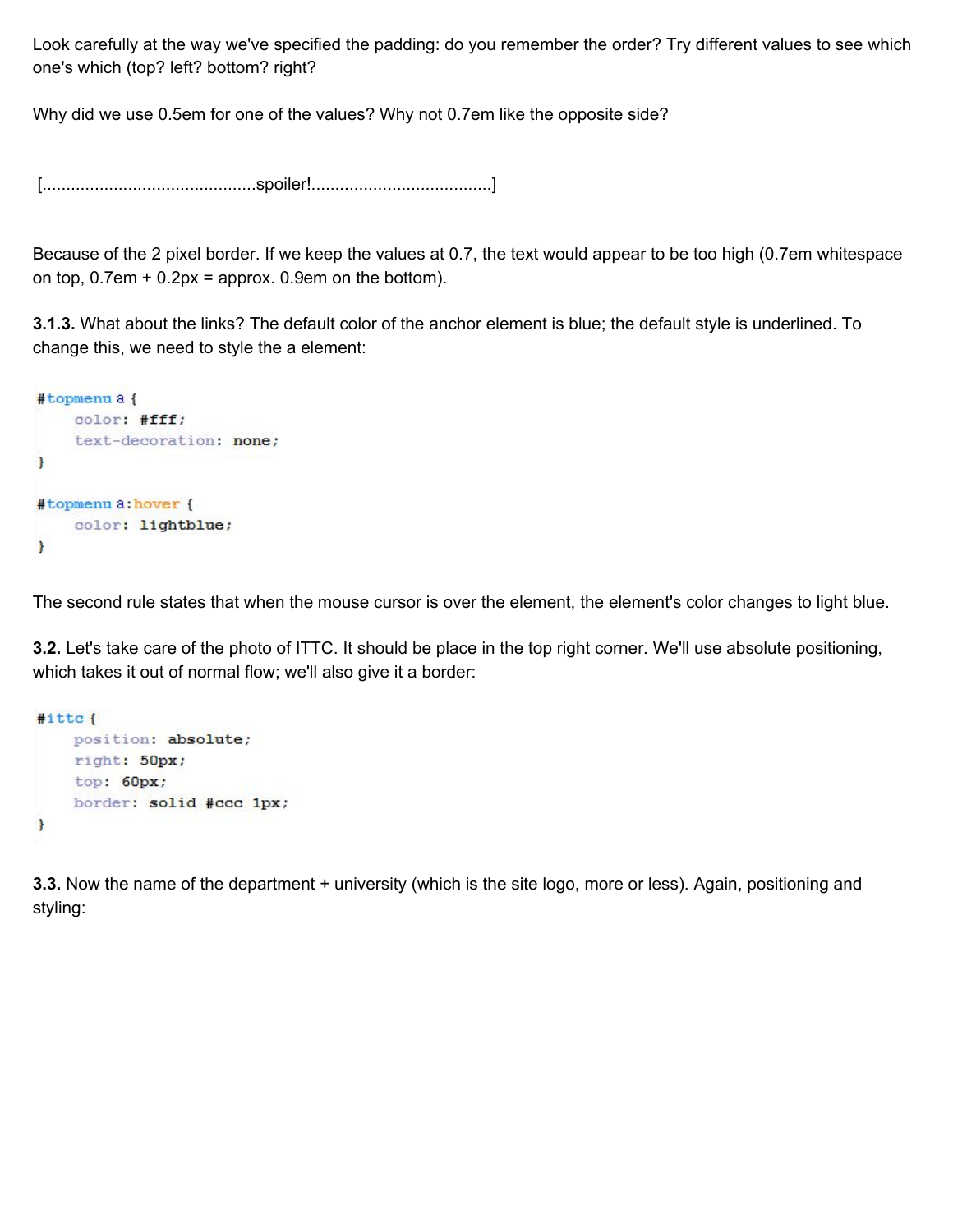Look carefully at the way we've specified the padding: do you remember the order? Try different values to see which one's which (top? left? bottom? right?

Why did we use 0.5em for one of the values? Why not 0.7em like the opposite side?

[............................................spoiler!.....................................]

Because of the 2 pixel border. If we keep the values at 0.7, the text would appear to be too high (0.7em whitespace on top, 0.7em + 0.2px = approx. 0.9em on the bottom).

**3.1.3.** What about the links? The default color of the anchor element is blue; the default style is underlined. To change this, we need to style the a element:

```
#topmenu a {
     color: #fff;
     text-decoration: none;
}

#topmenu a:hover {
     color: lightblue;
}
```

The second rule states that when the mouse cursor is over the element, the element's color changes to light blue.

**3.2.** Let's take care of the photo of ITTC. It should be place in the top right corner. We'll use absolute positioning, which takes it out of normal flow; we'll also give it a border:

```
#ittc {
     position: absolute;
     right: 50px;
     top: 60px;
     border: solid #ccc 1px;
}
```

**3.3.** Now the name of the department + university (which is the site logo, more or less). Again, positioning and styling: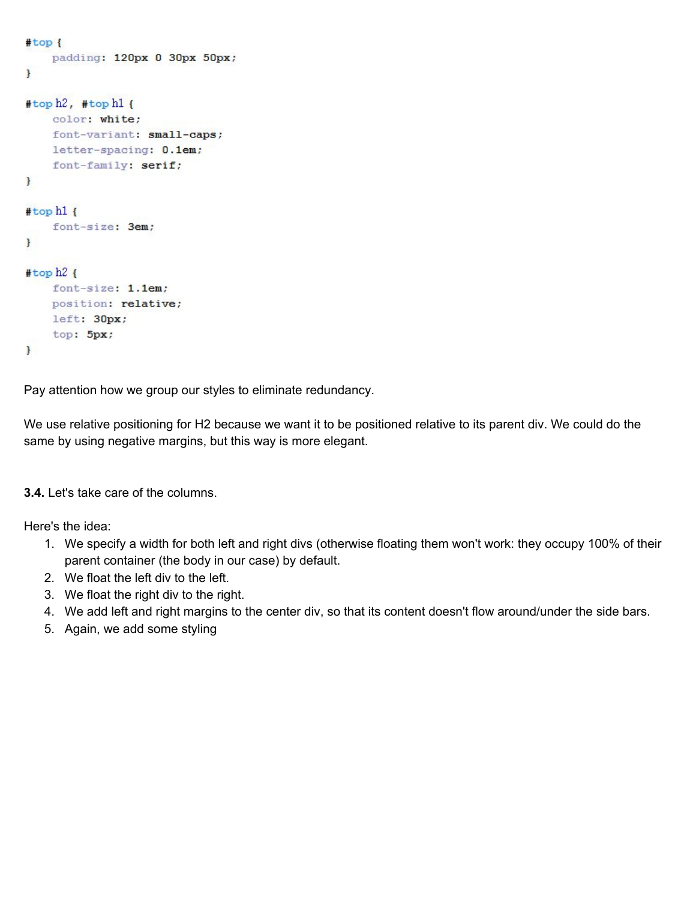```
#top {
    padding: 120px 0 30px 50px;
}

#top h2, #top h1 {
    color: white;
    font-variant: small-caps;
    letter-spacing: 0.1em;
    font-family: serif;
}

#top h1 {
    font-size: 3em;
}

#top h2 {
    font-size: 1.1em;
    position: relative;
    left: 30px;
    top: 5px;
}
```

Pay attention how we group our styles to eliminate redundancy.

We use relative positioning for H2 because we want it to be positioned relative to its parent div. We could do the same by using negative margins, but this way is more elegant.

**3.4.** Let's take care of the columns.

Here's the idea:

1. We specify a width for both left and right divs (otherwise floating them won't work: they occupy 100% of their parent container (the body in our case) by default.
2. We float the left div to the left.
3. We float the right div to the right.
4. We add left and right margins to the center div, so that its content doesn't flow around/under the side bars.
5. Again, we add some styling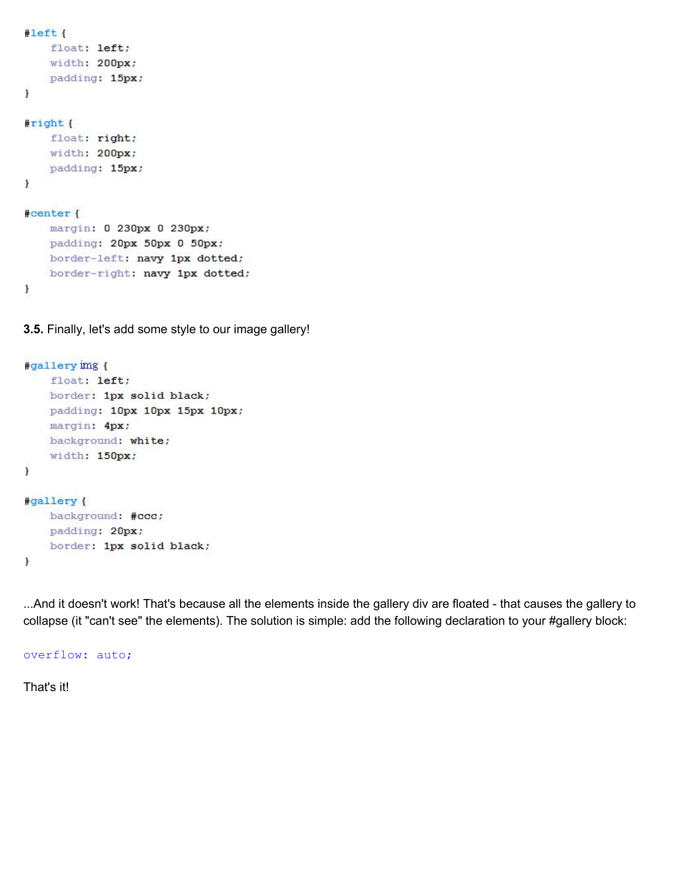```
#left {
    float: left;
    width: 200px;
    padding: 15px;
}

#right {
    float: right;
    width: 200px;
    padding: 15px;
}

#center {
    margin: 0 230px 0 230px;
    padding: 20px 50px 0 50px;
    border-left: navy 1px dotted;
    border-right: navy 1px dotted;
}
```

**3.5.** Finally, let's add some style to our image gallery!

```
#gallery img {
    float: left;
    border: 1px solid black;
    padding: 10px 10px 15px 10px;
    margin: 4px;
    background: white;
    width: 150px;
}

#gallery {
    background: #ccc;
    padding: 20px;
    border: 1px solid black;
}
```

...And it doesn't work! That's because all the elements inside the gallery div are floated - that causes the gallery to collapse (it "can't see" the elements). The solution is simple: add the following declaration to your #gallery block:

```
overflow: auto;
```

That's it!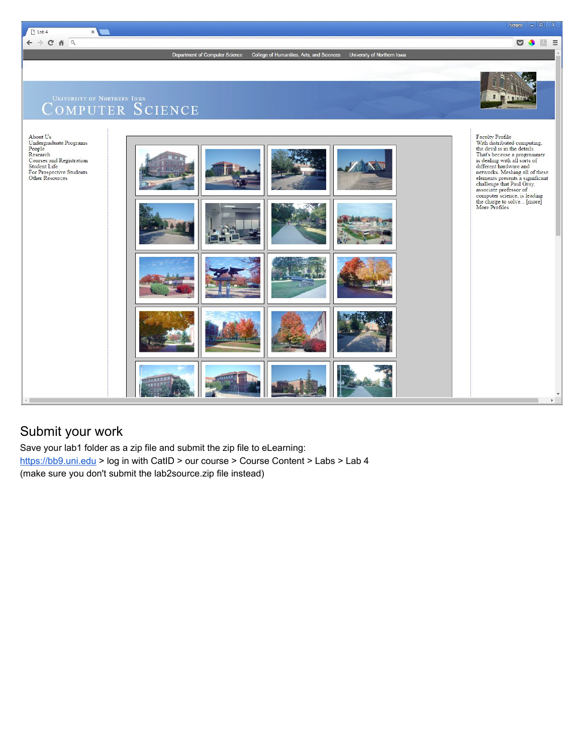## Submit your work

Save your lab1 folder as a zip file and submit the zip file to eLearning:
https://bb9.uni.edu > log in with CatID > our course > Course Content > Labs > Lab 4
(make sure you don't submit the lab2source.zip file instead)